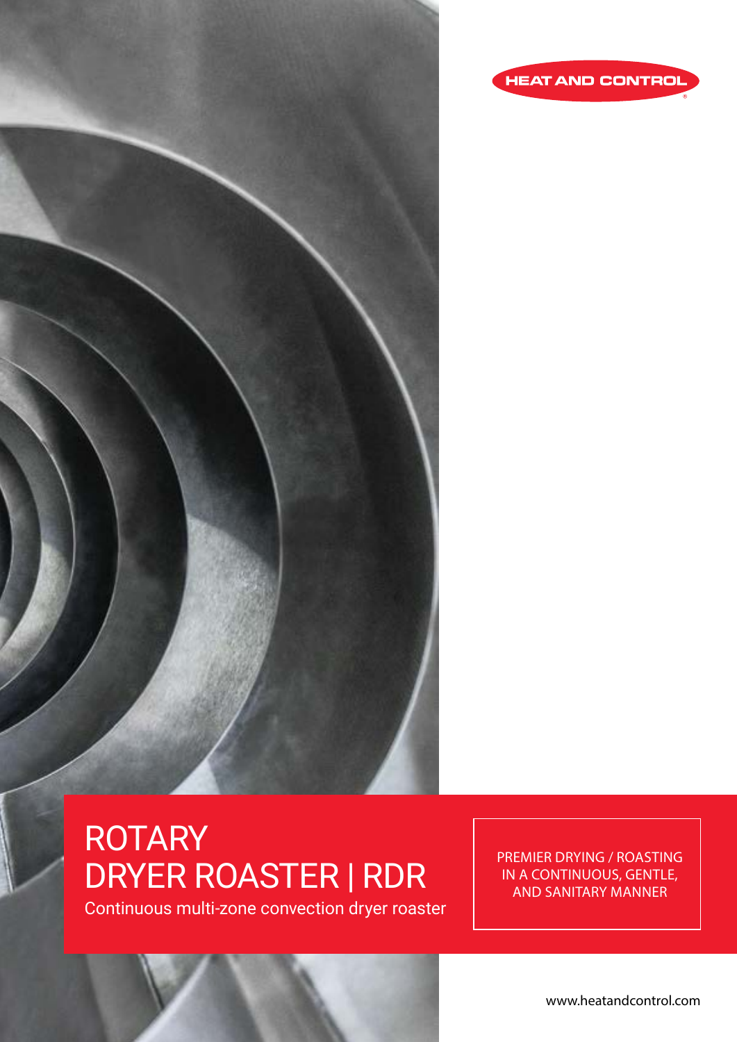HEAT AND CONTROL

# ROTARY DRYER ROASTER | RDR

Continuous multi-zone convection dryer roaster

PREMIER DRYING / ROASTING IN A CONTINUOUS, GENTLE, AND SANITARY MANNER

www.heatandcontrol.com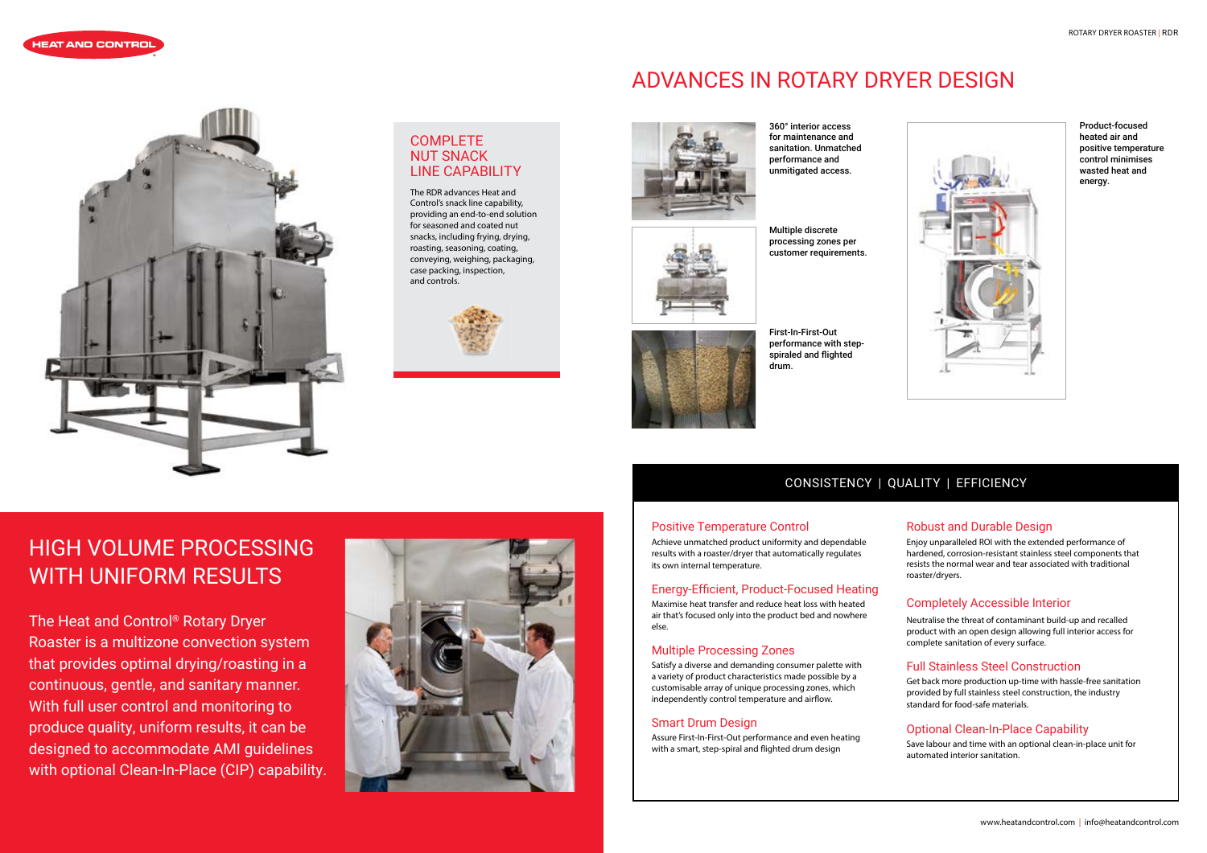## COMPLETE NUT SNACK LINE CAPABILITY

The RDR advances Heat and Control's snack line capability, providing an end-to-end solution for seasoned and coated nut snacks, including frying, drying, roasting, seasoning, coating, conveying, weighing, packaging, case packing, inspection, and controls.

# HIGH VOLUME PROCESSING WITH UNIFORM RESULTS

The Heat and Control® Rotary Dryer Roaster is a multizone convection system that provides optimal drying/roasting in a continuous, gentle, and sanitary manner. With full user control and monitoring to produce quality, uniform results, it can be designed to accommodate AMI guidelines with optional Clean-In-Place (CIP) capability.

# ADVANCES IN ROTARY DRYER DESIGN

**360° interior access for maintenance and sanitation. Unmatched performance and unmitigated access.**

**Multiple discrete processing zones per customer requirements.**

**First-In-First-Out performance with step-spiraled and flighted drum.**

**Product-focused heated air and positive temperature control minimises wasted heat and energy.**

## CONSISTENCY | QUALITY | EFFICIENCY

### Positive Temperature Control

Achieve unmatched product uniformity and dependable results with a roaster/dryer that automatically regulates its own internal temperature.

### Energy-Efficient, Product-Focused Heating

Maximise heat transfer and reduce heat loss with heated air that's focused only into the product bed and nowhere else.

### Multiple Processing Zones

Satisfy a diverse and demanding consumer palette with a variety of product characteristics made possible by a customisable array of unique processing zones, which independently control temperature and airflow.

### Smart Drum Design

Assure First-In-First-Out performance and even heating with a smart, step-spiral and flighted drum design

### Robust and Durable Design

Enjoy unparalleled ROI with the extended performance of hardened, corrosion-resistant stainless steel components that resists the normal wear and tear associated with traditional roaster/dryers.

### Completely Accessible Interior

Neutralise the threat of contaminant build-up and recalled product with an open design allowing full interior access for complete sanitation of every surface.

### Full Stainless Steel Construction

Get back more production up-time with hassle-free sanitation provided by full stainless steel construction, the industry standard for food-safe materials.

### Optional Clean-In-Place Capability

Save labour and time with an optional clean-in-place unit for automated interior sanitation.

www.heatandcontrol.com | info@heatandcontrol.com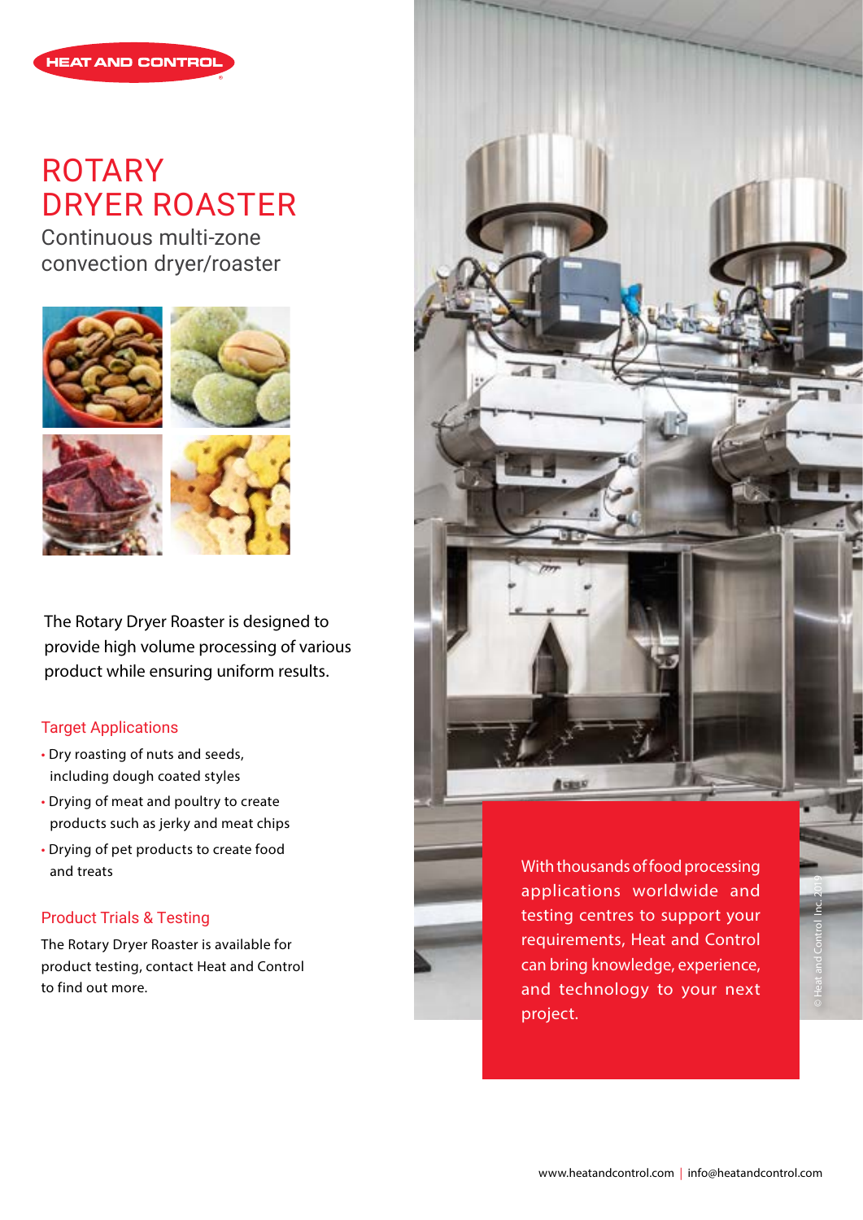HEAT AND CONTROL

# ROTARY DRYER ROASTER

## Continuous multi-zone convection dryer/roaster

The Rotary Dryer Roaster is designed to provide high volume processing of various product while ensuring uniform results.

### Target Applications

- Dry roasting of nuts and seeds, including dough coated styles
- Drying of meat and poultry to create products such as jerky and meat chips
- Drying of pet products to create food and treats

### Product Trials & Testing

The Rotary Dryer Roaster is available for product testing, contact Heat and Control to find out more.

With thousands of food processing applications worldwide and testing centres to support your requirements, Heat and Control can bring knowledge, experience, and technology to your next project.

© Heat and Control Inc. 2019

www.heatandcontrol.com | info@heatandcontrol.com